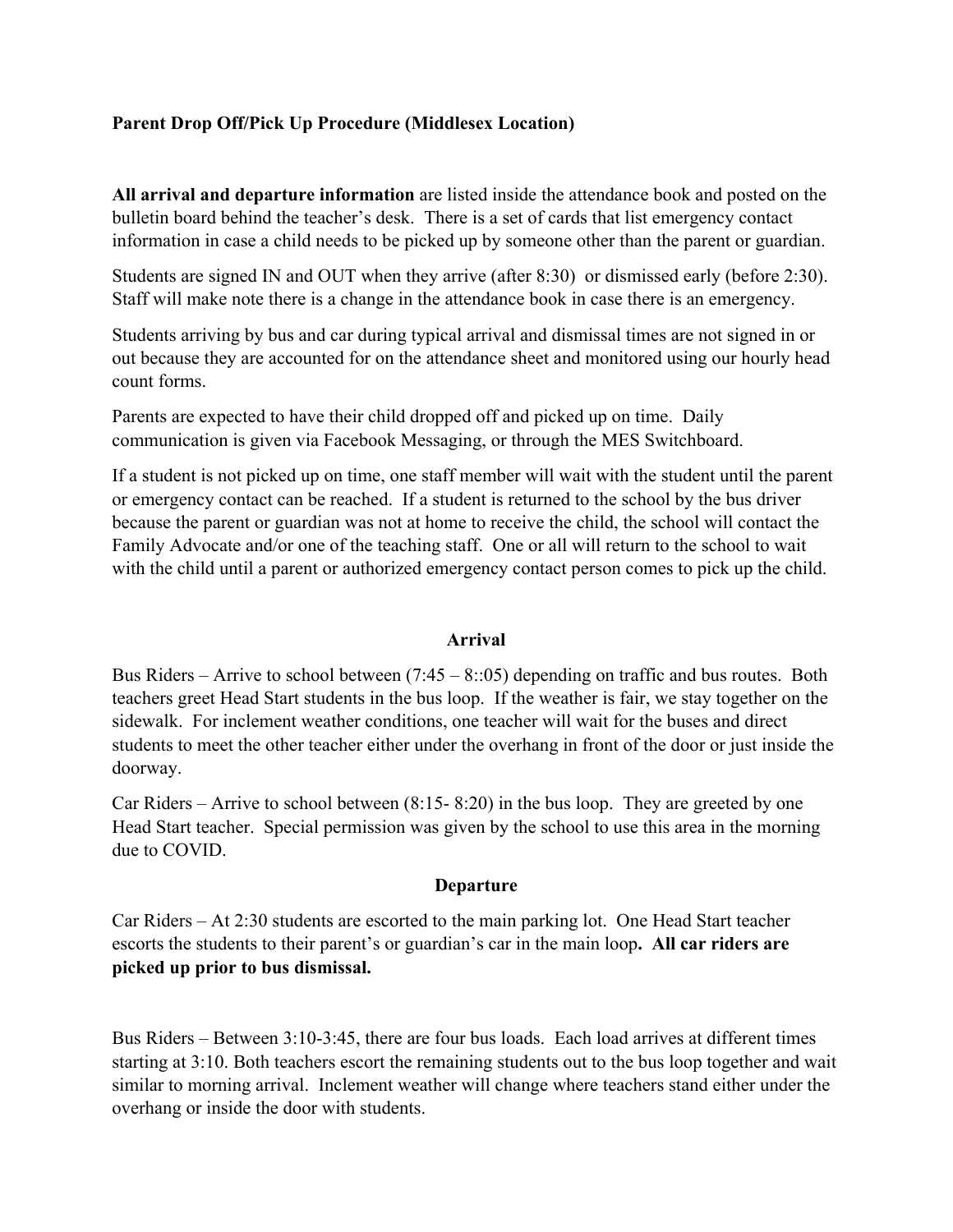**Parent Drop Off/Pick Up Procedure (Middlesex Location)**

**All arrival and departure information** are listed inside the attendance book and posted on the bulletin board behind the teacher's desk. There is a set of cards that list emergency contact information in case a child needs to be picked up by someone other than the parent or guardian.

Students are signed IN and OUT when they arrive (after 8:30) or dismissed early (before 2:30). Staff will make note there is a change in the attendance book in case there is an emergency.

Students arriving by bus and car during typical arrival and dismissal times are not signed in or out because they are accounted for on the attendance sheet and monitored using our hourly head count forms.

Parents are expected to have their child dropped off and picked up on time. Daily communication is given via Facebook Messaging, or through the MES Switchboard.

If a student is not picked up on time, one staff member will wait with the student until the parent or emergency contact can be reached. If a student is returned to the school by the bus driver because the parent or guardian was not at home to receive the child, the school will contact the Family Advocate and/or one of the teaching staff. One or all will return to the school to wait with the child until a parent or authorized emergency contact person comes to pick up the child.

**Arrival**

Bus Riders – Arrive to school between (7:45 – 8::05) depending on traffic and bus routes. Both teachers greet Head Start students in the bus loop. If the weather is fair, we stay together on the sidewalk. For inclement weather conditions, one teacher will wait for the buses and direct students to meet the other teacher either under the overhang in front of the door or just inside the doorway.

Car Riders – Arrive to school between (8:15- 8:20) in the bus loop. They are greeted by one Head Start teacher. Special permission was given by the school to use this area in the morning due to COVID.

**Departure**

Car Riders – At 2:30 students are escorted to the main parking lot. One Head Start teacher escorts the students to their parent's or guardian's car in the main loop**. All car riders are picked up prior to bus dismissal.**

Bus Riders – Between 3:10-3:45, there are four bus loads. Each load arrives at different times starting at 3:10. Both teachers escort the remaining students out to the bus loop together and wait similar to morning arrival. Inclement weather will change where teachers stand either under the overhang or inside the door with students.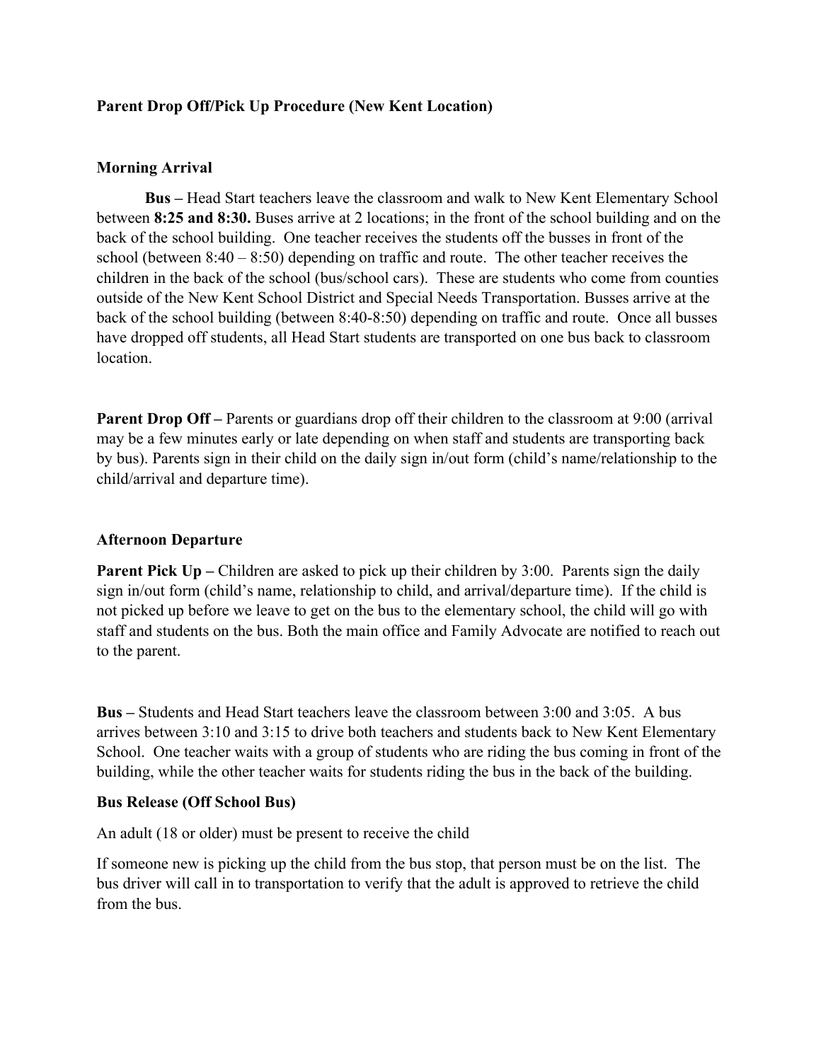**Parent Drop Off/Pick Up Procedure (New Kent Location)**

**Morning Arrival**

**Bus –** Head Start teachers leave the classroom and walk to New Kent Elementary School between **8:25 and 8:30.** Buses arrive at 2 locations; in the front of the school building and on the back of the school building. One teacher receives the students off the busses in front of the school (between 8:40 – 8:50) depending on traffic and route. The other teacher receives the children in the back of the school (bus/school cars). These are students who come from counties outside of the New Kent School District and Special Needs Transportation. Busses arrive at the back of the school building (between 8:40-8:50) depending on traffic and route. Once all busses have dropped off students, all Head Start students are transported on one bus back to classroom location.

**Parent Drop Off –** Parents or guardians drop off their children to the classroom at 9:00 (arrival may be a few minutes early or late depending on when staff and students are transporting back by bus). Parents sign in their child on the daily sign in/out form (child's name/relationship to the child/arrival and departure time).

**Afternoon Departure**

**Parent Pick Up –** Children are asked to pick up their children by 3:00. Parents sign the daily sign in/out form (child's name, relationship to child, and arrival/departure time). If the child is not picked up before we leave to get on the bus to the elementary school, the child will go with staff and students on the bus. Both the main office and Family Advocate are notified to reach out to the parent.

**Bus –** Students and Head Start teachers leave the classroom between 3:00 and 3:05. A bus arrives between 3:10 and 3:15 to drive both teachers and students back to New Kent Elementary School. One teacher waits with a group of students who are riding the bus coming in front of the building, while the other teacher waits for students riding the bus in the back of the building.

**Bus Release (Off School Bus)**

An adult (18 or older) must be present to receive the child

If someone new is picking up the child from the bus stop, that person must be on the list. The bus driver will call in to transportation to verify that the adult is approved to retrieve the child from the bus.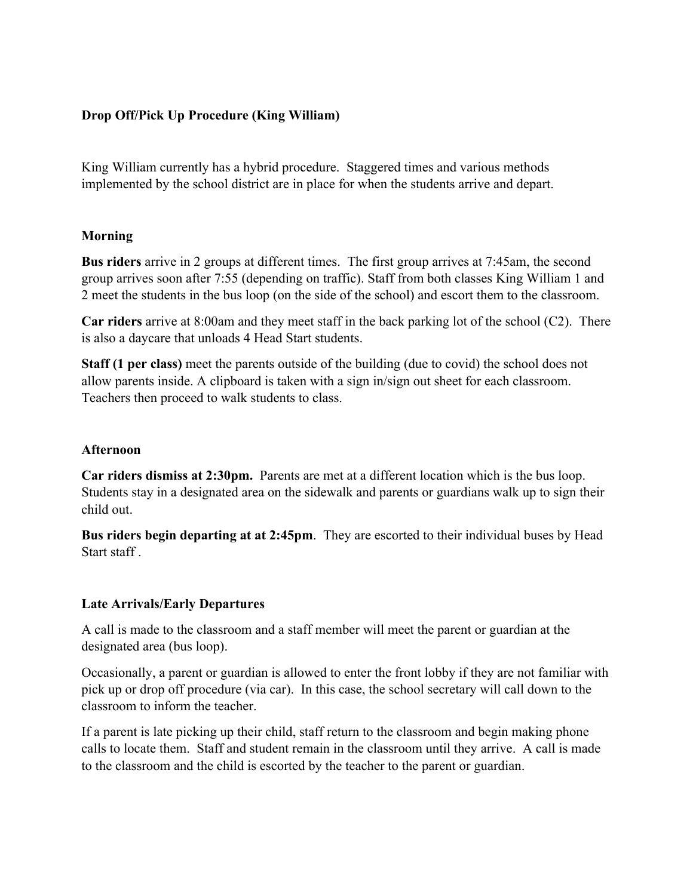**Drop Off/Pick Up Procedure (King William)**

King William currently has a hybrid procedure. Staggered times and various methods implemented by the school district are in place for when the students arrive and depart.

**Morning**

**Bus riders** arrive in 2 groups at different times. The first group arrives at 7:45am, the second group arrives soon after 7:55 (depending on traffic). Staff from both classes King William 1 and 2 meet the students in the bus loop (on the side of the school) and escort them to the classroom.

**Car riders** arrive at 8:00am and they meet staff in the back parking lot of the school (C2). There is also a daycare that unloads 4 Head Start students.

**Staff (1 per class)** meet the parents outside of the building (due to covid) the school does not allow parents inside. A clipboard is taken with a sign in/sign out sheet for each classroom. Teachers then proceed to walk students to class.

**Afternoon**

**Car riders dismiss at 2:30pm.** Parents are met at a different location which is the bus loop. Students stay in a designated area on the sidewalk and parents or guardians walk up to sign their child out.

**Bus riders begin departing at at 2:45pm**. They are escorted to their individual buses by Head Start staff .

**Late Arrivals/Early Departures**

A call is made to the classroom and a staff member will meet the parent or guardian at the designated area (bus loop).

Occasionally, a parent or guardian is allowed to enter the front lobby if they are not familiar with pick up or drop off procedure (via car). In this case, the school secretary will call down to the classroom to inform the teacher.

If a parent is late picking up their child, staff return to the classroom and begin making phone calls to locate them. Staff and student remain in the classroom until they arrive. A call is made to the classroom and the child is escorted by the teacher to the parent or guardian.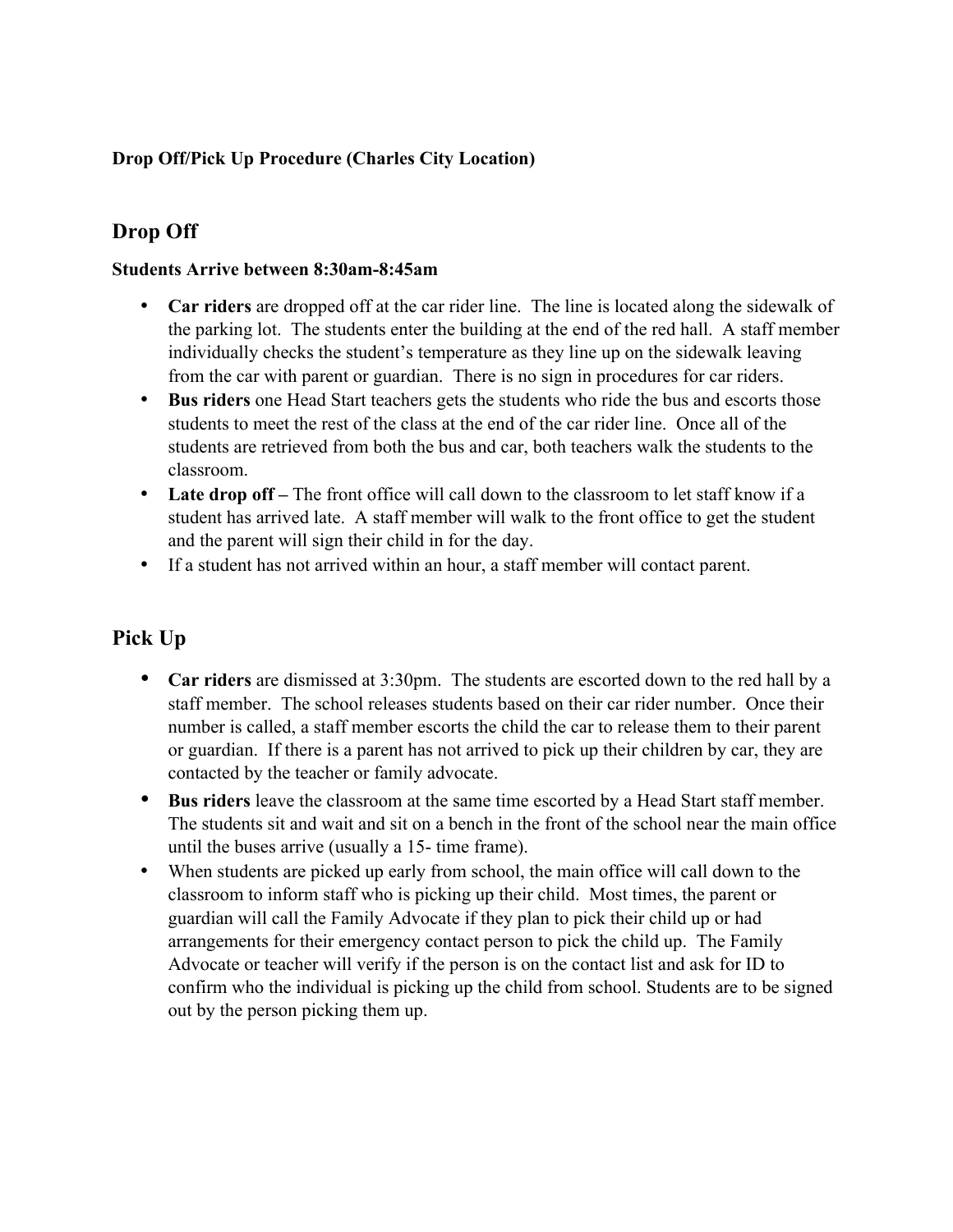**Drop Off/Pick Up Procedure (Charles City Location)**

## Drop Off

**Students Arrive between 8:30am-8:45am**

- **Car riders** are dropped off at the car rider line. The line is located along the sidewalk of the parking lot. The students enter the building at the end of the red hall. A staff member individually checks the student's temperature as they line up on the sidewalk leaving from the car with parent or guardian. There is no sign in procedures for car riders.
- **Bus riders** one Head Start teachers gets the students who ride the bus and escorts those students to meet the rest of the class at the end of the car rider line. Once all of the students are retrieved from both the bus and car, both teachers walk the students to the classroom.
- **Late drop off –** The front office will call down to the classroom to let staff know if a student has arrived late. A staff member will walk to the front office to get the student and the parent will sign their child in for the day.
- If a student has not arrived within an hour, a staff member will contact parent.

## Pick Up

- **Car riders** are dismissed at 3:30pm. The students are escorted down to the red hall by a staff member. The school releases students based on their car rider number. Once their number is called, a staff member escorts the child the car to release them to their parent or guardian. If there is a parent has not arrived to pick up their children by car, they are contacted by the teacher or family advocate.
- **Bus riders** leave the classroom at the same time escorted by a Head Start staff member. The students sit and wait and sit on a bench in the front of the school near the main office until the buses arrive (usually a 15- time frame).
- When students are picked up early from school, the main office will call down to the classroom to inform staff who is picking up their child. Most times, the parent or guardian will call the Family Advocate if they plan to pick their child up or had arrangements for their emergency contact person to pick the child up. The Family Advocate or teacher will verify if the person is on the contact list and ask for ID to confirm who the individual is picking up the child from school. Students are to be signed out by the person picking them up.